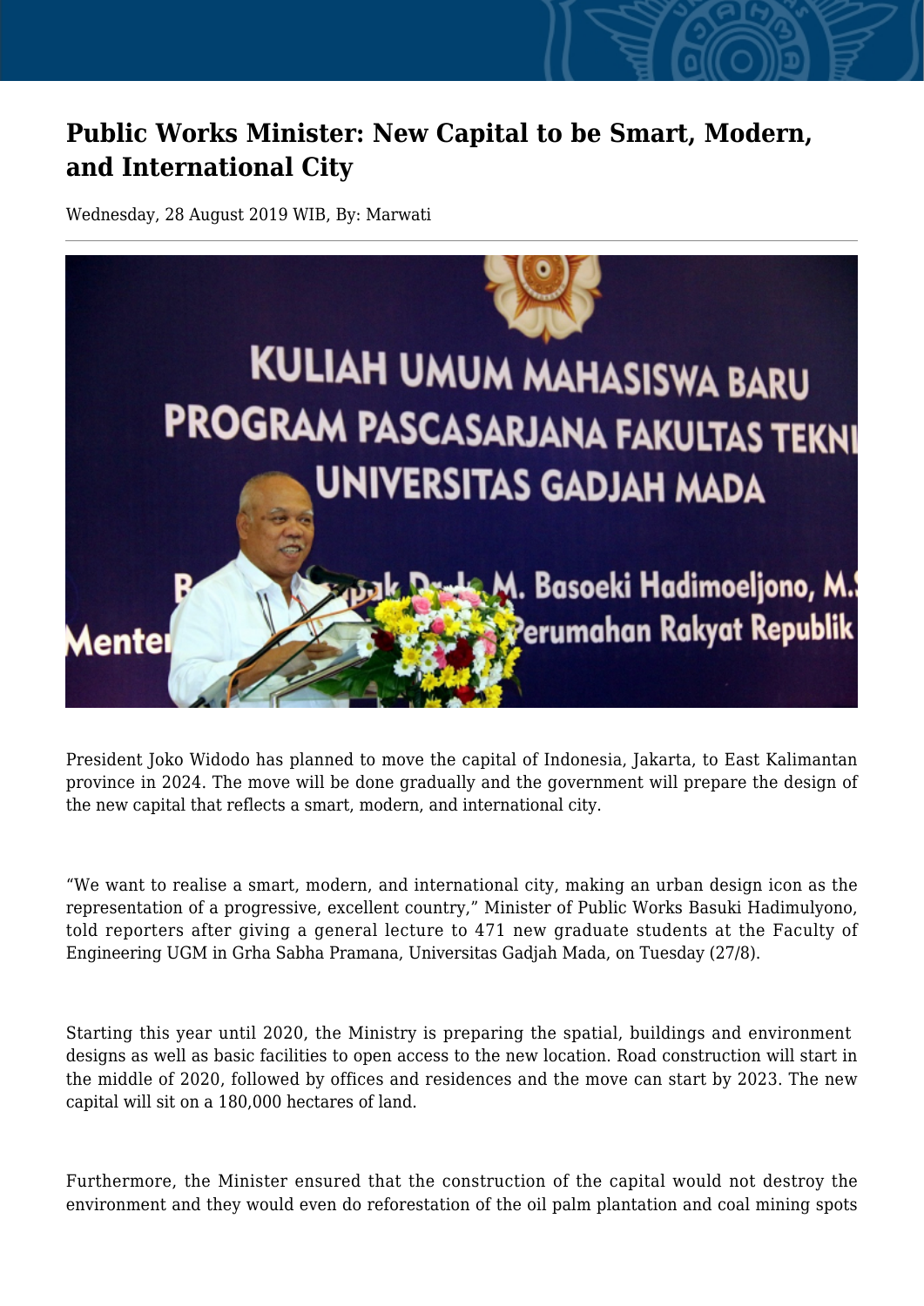# Public Works Minister: New Capital to be Smart, Modern, and International City

Wednesday, 28 August 2019 WIB, By: Marwati

President Joko Widodo has planned to move the capital of Indonesia, Jakarta, to East Kalimantan province in 2024. The move will be done gradually and the government will prepare the design of the new capital that reflects a smart, modern, and international city.

“We want to realise a smart, modern, and international city, making an urban design icon as the representation of a progressive, excellent country,” Minister of Public Works Basuki Hadimulyono, told reporters after giving a general lecture to 471 new graduate students at the Faculty of Engineering UGM in Grha Sabha Pramana, Universitas Gadjah Mada, on Tuesday (27/8).

Starting this year until 2020, the Ministry is preparing the spatial, buildings and environment designs as well as basic facilities to open access to the new location. Road construction will start in the middle of 2020, followed by offices and residences and the move can start by 2023. The new capital will sit on a 180,000 hectares of land.

Furthermore, the Minister ensured that the construction of the capital would not destroy the environment and they would even do reforestation of the oil palm plantation and coal mining spots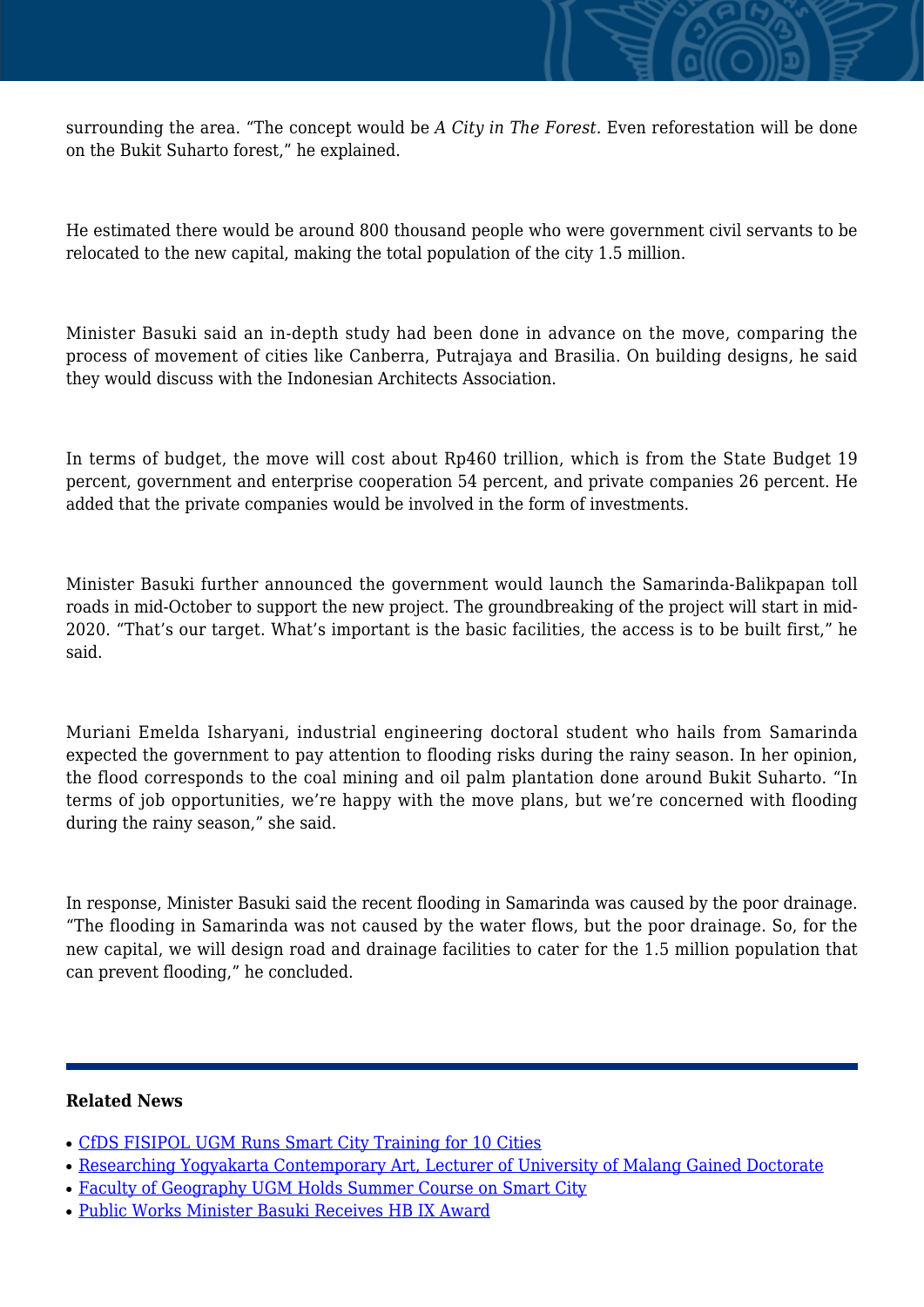surrounding the area. "The concept would be *A City in The Forest*. Even reforestation will be done on the Bukit Suharto forest," he explained.

He estimated there would be around 800 thousand people who were government civil servants to be relocated to the new capital, making the total population of the city 1.5 million.

Minister Basuki said an in-depth study had been done in advance on the move, comparing the process of movement of cities like Canberra, Putrajaya and Brasilia. On building designs, he said they would discuss with the Indonesian Architects Association.

In terms of budget, the move will cost about Rp460 trillion, which is from the State Budget 19 percent, government and enterprise cooperation 54 percent, and private companies 26 percent. He added that the private companies would be involved in the form of investments.

Minister Basuki further announced the government would launch the Samarinda-Balikpapan toll roads in mid-October to support the new project. The groundbreaking of the project will start in mid-2020. "That's our target. What's important is the basic facilities, the access is to be built first," he said.

Muriani Emelda Isharyani, industrial engineering doctoral student who hails from Samarinda expected the government to pay attention to flooding risks during the rainy season. In her opinion, the flood corresponds to the coal mining and oil palm plantation done around Bukit Suharto. "In terms of job opportunities, we're happy with the move plans, but we're concerned with flooding during the rainy season," she said.

In response, Minister Basuki said the recent flooding in Samarinda was caused by the poor drainage. "The flooding in Samarinda was not caused by the water flows, but the poor drainage. So, for the new capital, we will design road and drainage facilities to cater for the 1.5 million population that can prevent flooding," he concluded.

---

**Related News**

- CfDS FISIPOL UGM Runs Smart City Training for 10 Cities
- Researching Yogyakarta Contemporary Art, Lecturer of University of Malang Gained Doctorate
- Faculty of Geography UGM Holds Summer Course on Smart City
- Public Works Minister Basuki Receives HB IX Award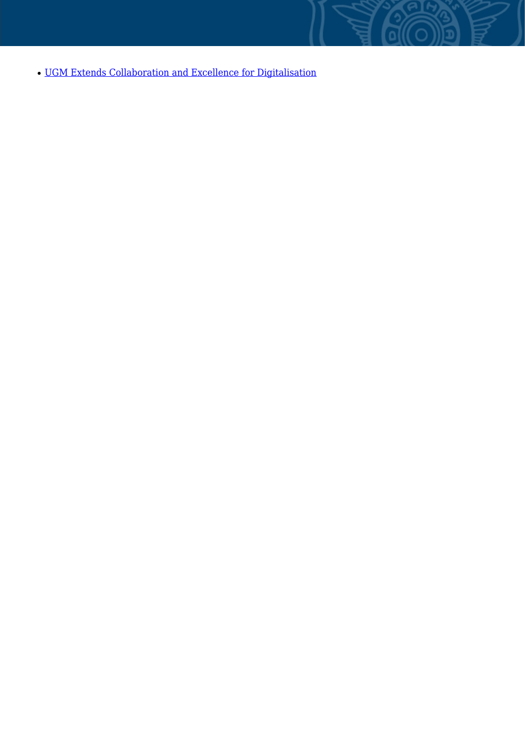- UGM Extends Collaboration and Excellence for Digitalisation